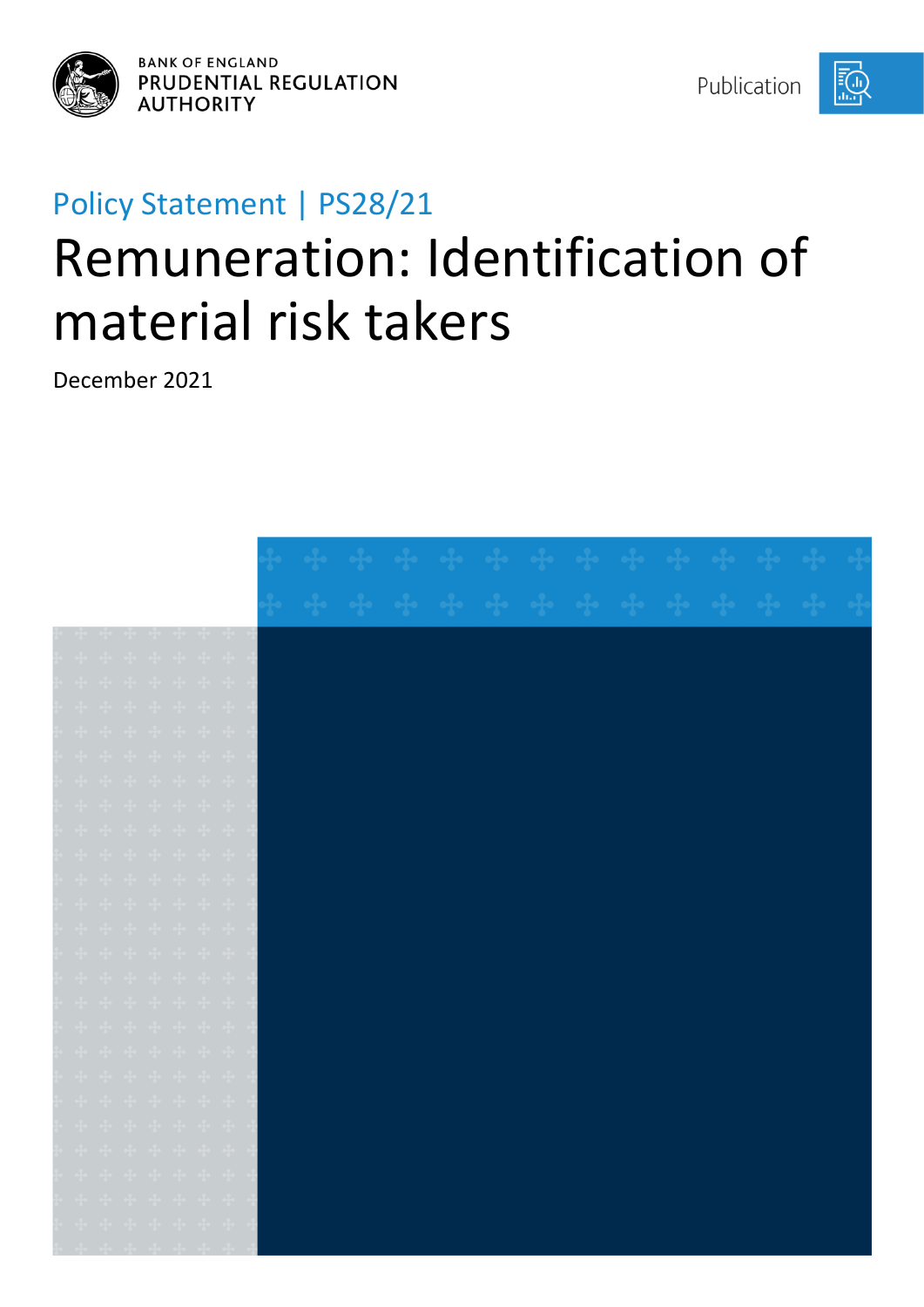BANK OF ENGLAND
PRUDENTIAL REGULATION
AUTHORITY

Publication

Policy Statement | PS28/21

# Remuneration: Identification of material risk takers

December 2021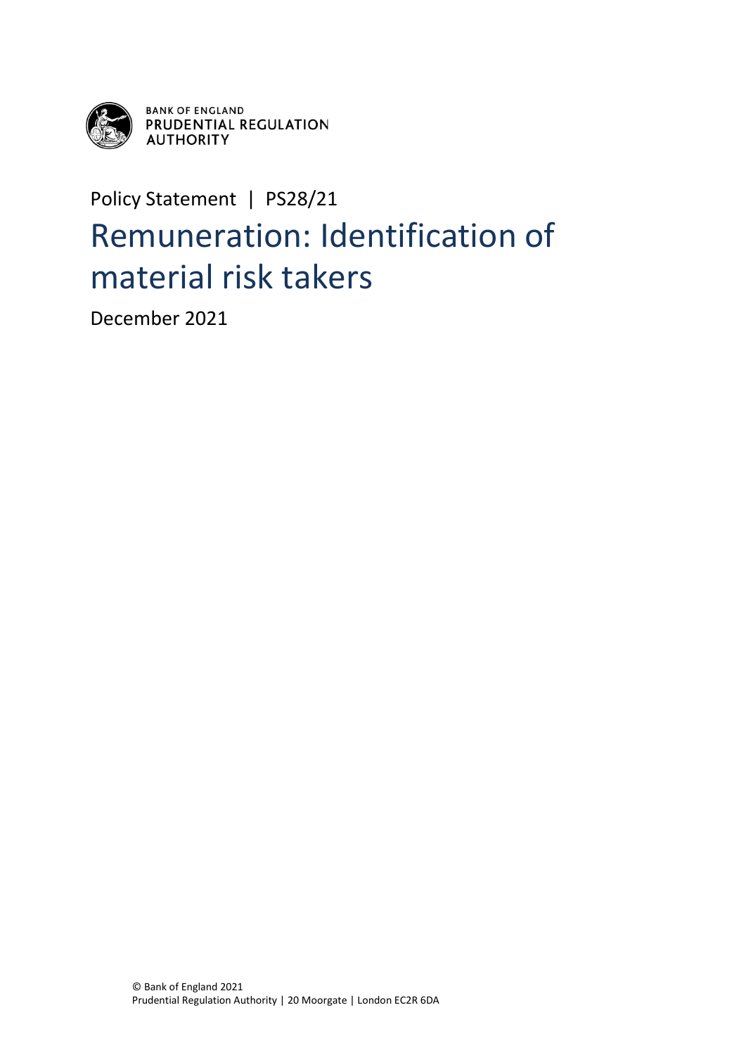BANK OF ENGLAND
PRUDENTIAL REGULATION AUTHORITY

Policy Statement | PS28/21

# Remuneration: Identification of material risk takers

December 2021

© Bank of England 2021
Prudential Regulation Authority | 20 Moorgate | London EC2R 6DA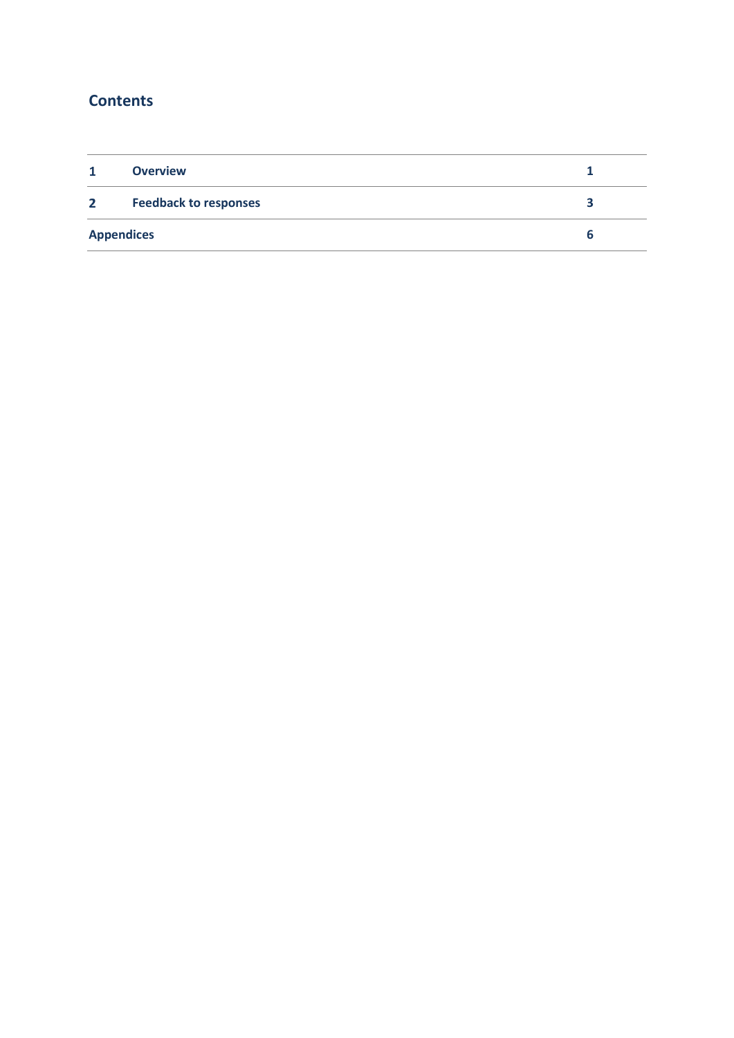## Contents

| | | |
|---|---|---|
| **1** | **Overview** | **1** |
| **2** | **Feedback to responses** | **3** |
| **Appendices** | | **6** |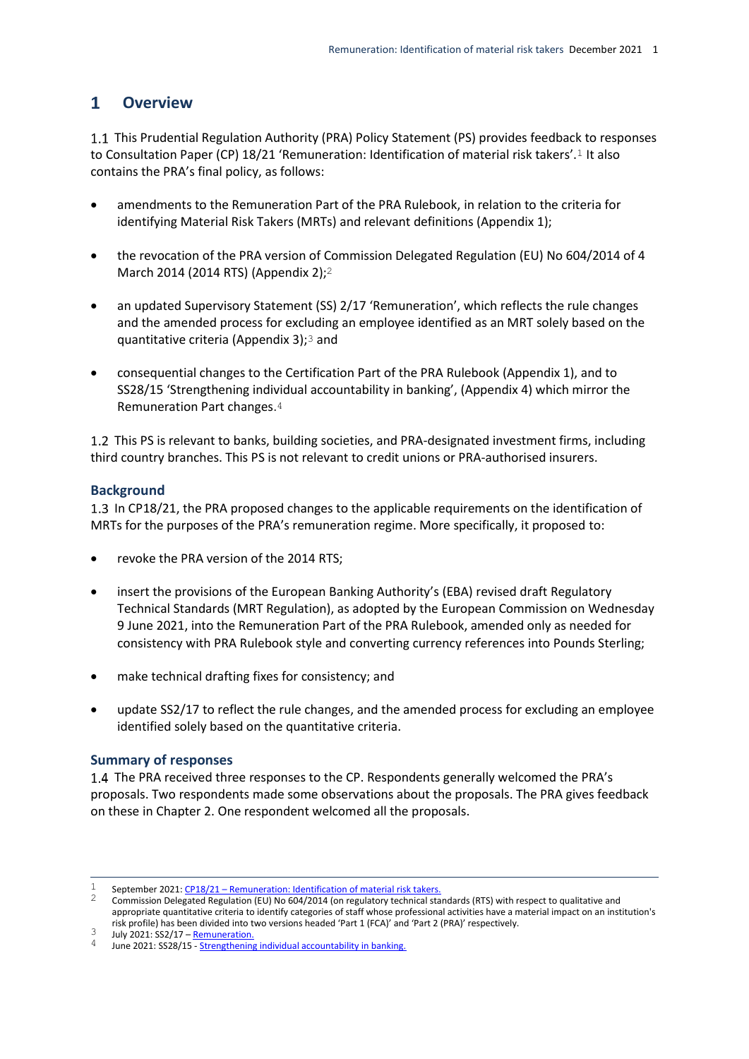# 1 Overview

1.1 This Prudential Regulation Authority (PRA) Policy Statement (PS) provides feedback to responses to Consultation Paper (CP) 18/21 'Remuneration: Identification of material risk takers'.[1] It also contains the PRA's final policy, as follows:

- amendments to the Remuneration Part of the PRA Rulebook, in relation to the criteria for identifying Material Risk Takers (MRTs) and relevant definitions (Appendix 1);
- the revocation of the PRA version of Commission Delegated Regulation (EU) No 604/2014 of 4 March 2014 (2014 RTS) (Appendix 2);[2]
- an updated Supervisory Statement (SS) 2/17 'Remuneration', which reflects the rule changes and the amended process for excluding an employee identified as an MRT solely based on the quantitative criteria (Appendix 3);[3] and
- consequential changes to the Certification Part of the PRA Rulebook (Appendix 1), and to SS28/15 'Strengthening individual accountability in banking', (Appendix 4) which mirror the Remuneration Part changes.[4]

1.2 This PS is relevant to banks, building societies, and PRA-designated investment firms, including third country branches. This PS is not relevant to credit unions or PRA-authorised insurers.

## Background

1.3 In CP18/21, the PRA proposed changes to the applicable requirements on the identification of MRTs for the purposes of the PRA's remuneration regime. More specifically, it proposed to:

- revoke the PRA version of the 2014 RTS;
- insert the provisions of the European Banking Authority's (EBA) revised draft Regulatory Technical Standards (MRT Regulation), as adopted by the European Commission on Wednesday 9 June 2021, into the Remuneration Part of the PRA Rulebook, amended only as needed for consistency with PRA Rulebook style and converting currency references into Pounds Sterling;
- make technical drafting fixes for consistency; and
- update SS2/17 to reflect the rule changes, and the amended process for excluding an employee identified solely based on the quantitative criteria.

## Summary of responses

1.4 The PRA received three responses to the CP. Respondents generally welcomed the PRA's proposals. Two respondents made some observations about the proposals. The PRA gives feedback on these in Chapter 2. One respondent welcomed all the proposals.

---

1 September 2021: CP18/21 – Remuneration: Identification of material risk takers.

2 Commission Delegated Regulation (EU) No 604/2014 (on regulatory technical standards (RTS) with respect to qualitative and appropriate quantitative criteria to identify categories of staff whose professional activities have a material impact on an institution's risk profile) has been divided into two versions headed 'Part 1 (FCA)' and 'Part 2 (PRA)' respectively.

3 July 2021: SS2/17 – Remuneration.

4 June 2021: SS28/15 - Strengthening individual accountability in banking.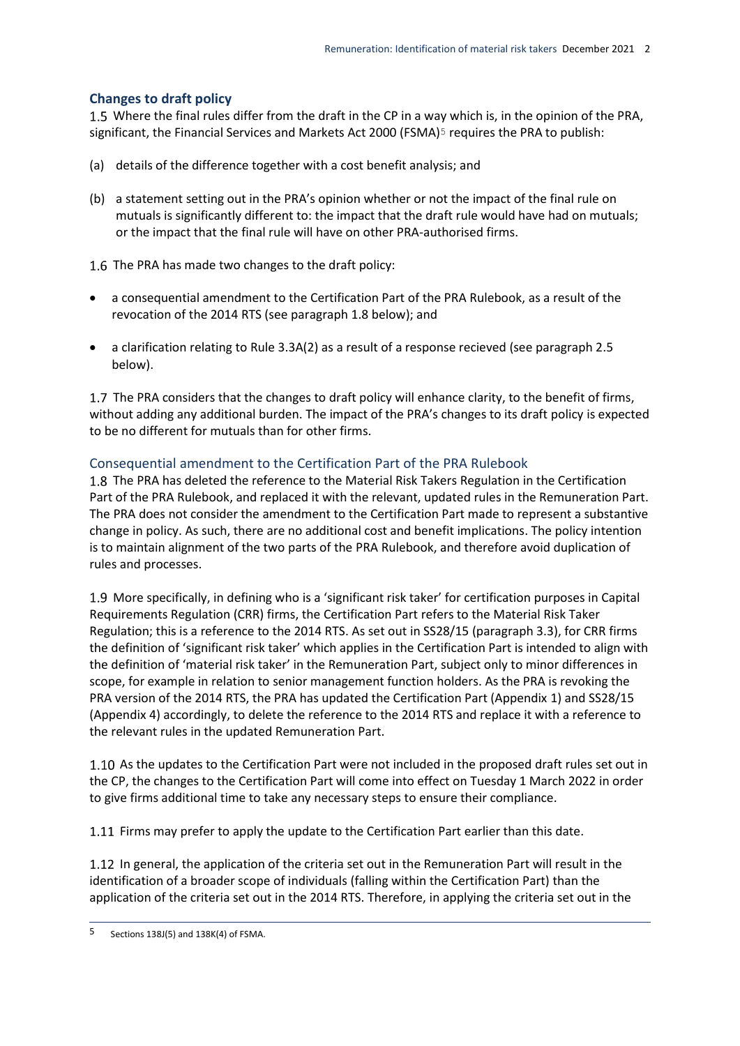## Changes to draft policy

1.5 Where the final rules differ from the draft in the CP in a way which is, in the opinion of the PRA, significant, the Financial Services and Markets Act 2000 (FSMA)[5] requires the PRA to publish:

(a) details of the difference together with a cost benefit analysis; and

(b) a statement setting out in the PRA's opinion whether or not the impact of the final rule on mutuals is significantly different to: the impact that the draft rule would have had on mutuals; or the impact that the final rule will have on other PRA-authorised firms.

1.6 The PRA has made two changes to the draft policy:

- a consequential amendment to the Certification Part of the PRA Rulebook, as a result of the revocation of the 2014 RTS (see paragraph 1.8 below); and
- a clarification relating to Rule 3.3A(2) as a result of a response recieved (see paragraph 2.5 below).

1.7 The PRA considers that the changes to draft policy will enhance clarity, to the benefit of firms, without adding any additional burden. The impact of the PRA's changes to its draft policy is expected to be no different for mutuals than for other firms.

### Consequential amendment to the Certification Part of the PRA Rulebook

1.8 The PRA has deleted the reference to the Material Risk Takers Regulation in the Certification Part of the PRA Rulebook, and replaced it with the relevant, updated rules in the Remuneration Part. The PRA does not consider the amendment to the Certification Part made to represent a substantive change in policy. As such, there are no additional cost and benefit implications. The policy intention is to maintain alignment of the two parts of the PRA Rulebook, and therefore avoid duplication of rules and processes.

1.9 More specifically, in defining who is a 'significant risk taker' for certification purposes in Capital Requirements Regulation (CRR) firms, the Certification Part refers to the Material Risk Taker Regulation; this is a reference to the 2014 RTS. As set out in SS28/15 (paragraph 3.3), for CRR firms the definition of 'significant risk taker' which applies in the Certification Part is intended to align with the definition of 'material risk taker' in the Remuneration Part, subject only to minor differences in scope, for example in relation to senior management function holders. As the PRA is revoking the PRA version of the 2014 RTS, the PRA has updated the Certification Part (Appendix 1) and SS28/15 (Appendix 4) accordingly, to delete the reference to the 2014 RTS and replace it with a reference to the relevant rules in the updated Remuneration Part.

1.10 As the updates to the Certification Part were not included in the proposed draft rules set out in the CP, the changes to the Certification Part will come into effect on Tuesday 1 March 2022 in order to give firms additional time to take any necessary steps to ensure their compliance.

1.11 Firms may prefer to apply the update to the Certification Part earlier than this date.

1.12 In general, the application of the criteria set out in the Remuneration Part will result in the identification of a broader scope of individuals (falling within the Certification Part) than the application of the criteria set out in the 2014 RTS. Therefore, in applying the criteria set out in the

[5] Sections 138J(5) and 138K(4) of FSMA.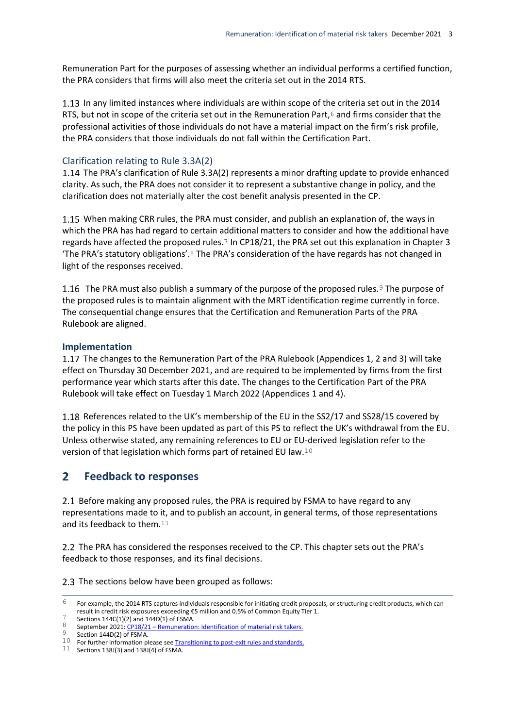Remuneration Part for the purposes of assessing whether an individual performs a certified function, the PRA considers that firms will also meet the criteria set out in the 2014 RTS.

1.13 In any limited instances where individuals are within scope of the criteria set out in the 2014 RTS, but not in scope of the criteria set out in the Remuneration Part,[6] and firms consider that the professional activities of those individuals do not have a material impact on the firm's risk profile, the PRA considers that those individuals do not fall within the Certification Part.

### Clarification relating to Rule 3.3A(2)

1.14 The PRA's clarification of Rule 3.3A(2) represents a minor drafting update to provide enhanced clarity. As such, the PRA does not consider it to represent a substantive change in policy, and the clarification does not materially alter the cost benefit analysis presented in the CP.

1.15 When making CRR rules, the PRA must consider, and publish an explanation of, the ways in which the PRA has had regard to certain additional matters to consider and how the additional have regards have affected the proposed rules.[7] In CP18/21, the PRA set out this explanation in Chapter 3 'The PRA's statutory obligations'.[8] The PRA's consideration of the have regards has not changed in light of the responses received.

1.16 The PRA must also publish a summary of the purpose of the proposed rules.[9] The purpose of the proposed rules is to maintain alignment with the MRT identification regime currently in force. The consequential change ensures that the Certification and Remuneration Parts of the PRA Rulebook are aligned.

### Implementation

1.17 The changes to the Remuneration Part of the PRA Rulebook (Appendices 1, 2 and 3) will take effect on Thursday 30 December 2021, and are required to be implemented by firms from the first performance year which starts after this date. The changes to the Certification Part of the PRA Rulebook will take effect on Tuesday 1 March 2022 (Appendices 1 and 4).

1.18 References related to the UK's membership of the EU in the SS2/17 and SS28/15 covered by the policy in this PS have been updated as part of this PS to reflect the UK's withdrawal from the EU. Unless otherwise stated, any remaining references to EU or EU-derived legislation refer to the version of that legislation which forms part of retained EU law.[10]

## 2 Feedback to responses

2.1 Before making any proposed rules, the PRA is required by FSMA to have regard to any representations made to it, and to publish an account, in general terms, of those representations and its feedback to them.[11]

2.2 The PRA has considered the responses received to the CP. This chapter sets out the PRA's feedback to those responses, and its final decisions.

2.3 The sections below have been grouped as follows:

---

[6] For example, the 2014 RTS captures individuals responsible for initiating credit proposals, or structuring credit products, which can result in credit risk exposures exceeding €5 million and 0.5% of Common Equity Tier 1.

[7] Sections 144C(1)(2) and 144D(1) of FSMA.

[8] September 2021: CP18/21 – Remuneration: Identification of material risk takers.

[9] Section 144D(2) of FSMA.

[10] For further information please see Transitioning to post-exit rules and standards.

[11] Sections 138J(3) and 138J(4) of FSMA.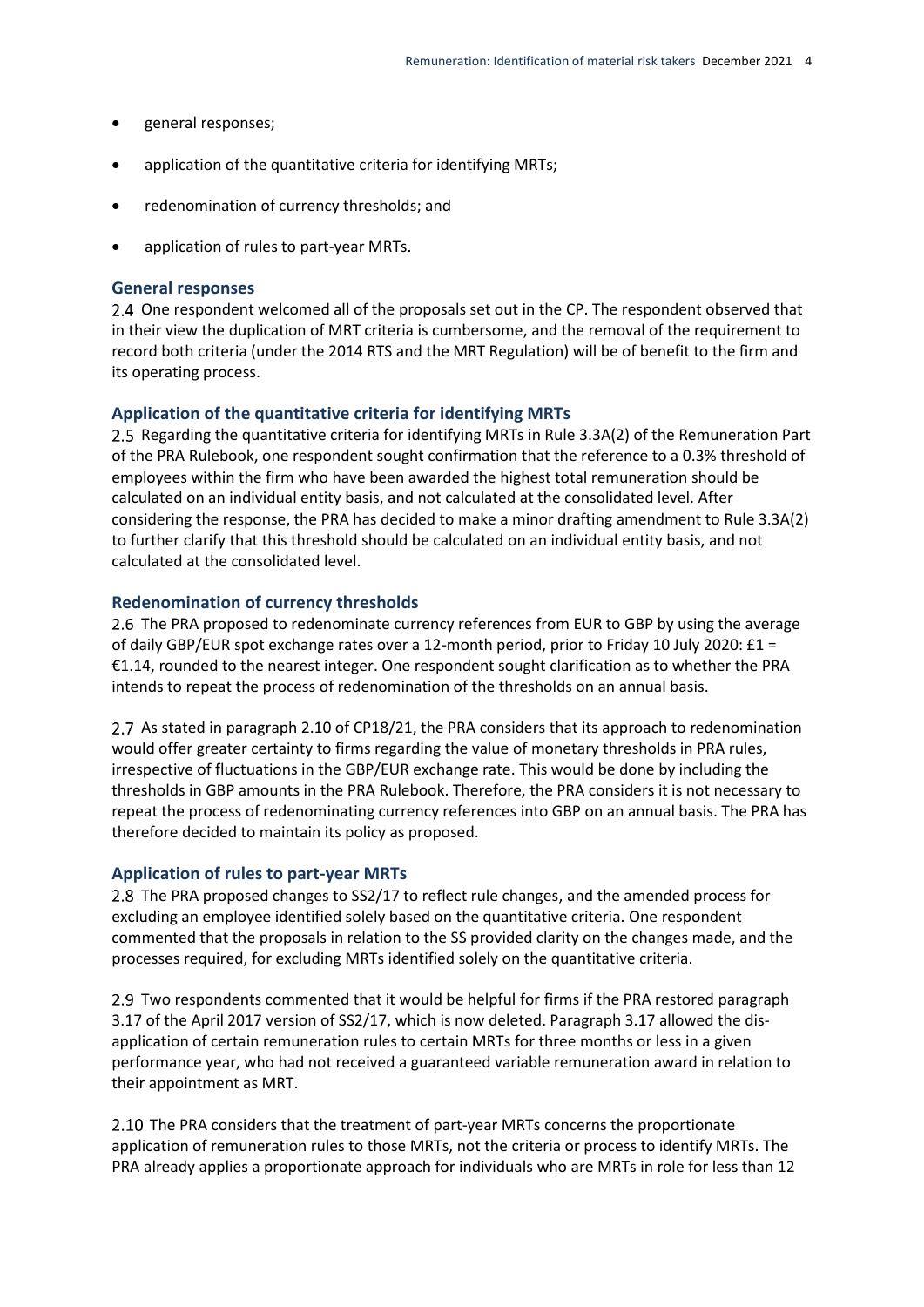- general responses;
- application of the quantitative criteria for identifying MRTs;
- redenomination of currency thresholds; and
- application of rules to part-year MRTs.

### General responses

2.4 One respondent welcomed all of the proposals set out in the CP. The respondent observed that in their view the duplication of MRT criteria is cumbersome, and the removal of the requirement to record both criteria (under the 2014 RTS and the MRT Regulation) will be of benefit to the firm and its operating process.

### Application of the quantitative criteria for identifying MRTs

2.5 Regarding the quantitative criteria for identifying MRTs in Rule 3.3A(2) of the Remuneration Part of the PRA Rulebook, one respondent sought confirmation that the reference to a 0.3% threshold of employees within the firm who have been awarded the highest total remuneration should be calculated on an individual entity basis, and not calculated at the consolidated level. After considering the response, the PRA has decided to make a minor drafting amendment to Rule 3.3A(2) to further clarify that this threshold should be calculated on an individual entity basis, and not calculated at the consolidated level.

### Redenomination of currency thresholds

2.6 The PRA proposed to redenominate currency references from EUR to GBP by using the average of daily GBP/EUR spot exchange rates over a 12-month period, prior to Friday 10 July 2020: £1 = €1.14, rounded to the nearest integer. One respondent sought clarification as to whether the PRA intends to repeat the process of redenomination of the thresholds on an annual basis.

2.7 As stated in paragraph 2.10 of CP18/21, the PRA considers that its approach to redenomination would offer greater certainty to firms regarding the value of monetary thresholds in PRA rules, irrespective of fluctuations in the GBP/EUR exchange rate. This would be done by including the thresholds in GBP amounts in the PRA Rulebook. Therefore, the PRA considers it is not necessary to repeat the process of redenominating currency references into GBP on an annual basis. The PRA has therefore decided to maintain its policy as proposed.

### Application of rules to part-year MRTs

2.8 The PRA proposed changes to SS2/17 to reflect rule changes, and the amended process for excluding an employee identified solely based on the quantitative criteria. One respondent commented that the proposals in relation to the SS provided clarity on the changes made, and the processes required, for excluding MRTs identified solely on the quantitative criteria.

2.9 Two respondents commented that it would be helpful for firms if the PRA restored paragraph 3.17 of the April 2017 version of SS2/17, which is now deleted. Paragraph 3.17 allowed the dis-application of certain remuneration rules to certain MRTs for three months or less in a given performance year, who had not received a guaranteed variable remuneration award in relation to their appointment as MRT.

2.10 The PRA considers that the treatment of part-year MRTs concerns the proportionate application of remuneration rules to those MRTs, not the criteria or process to identify MRTs. The PRA already applies a proportionate approach for individuals who are MRTs in role for less than 12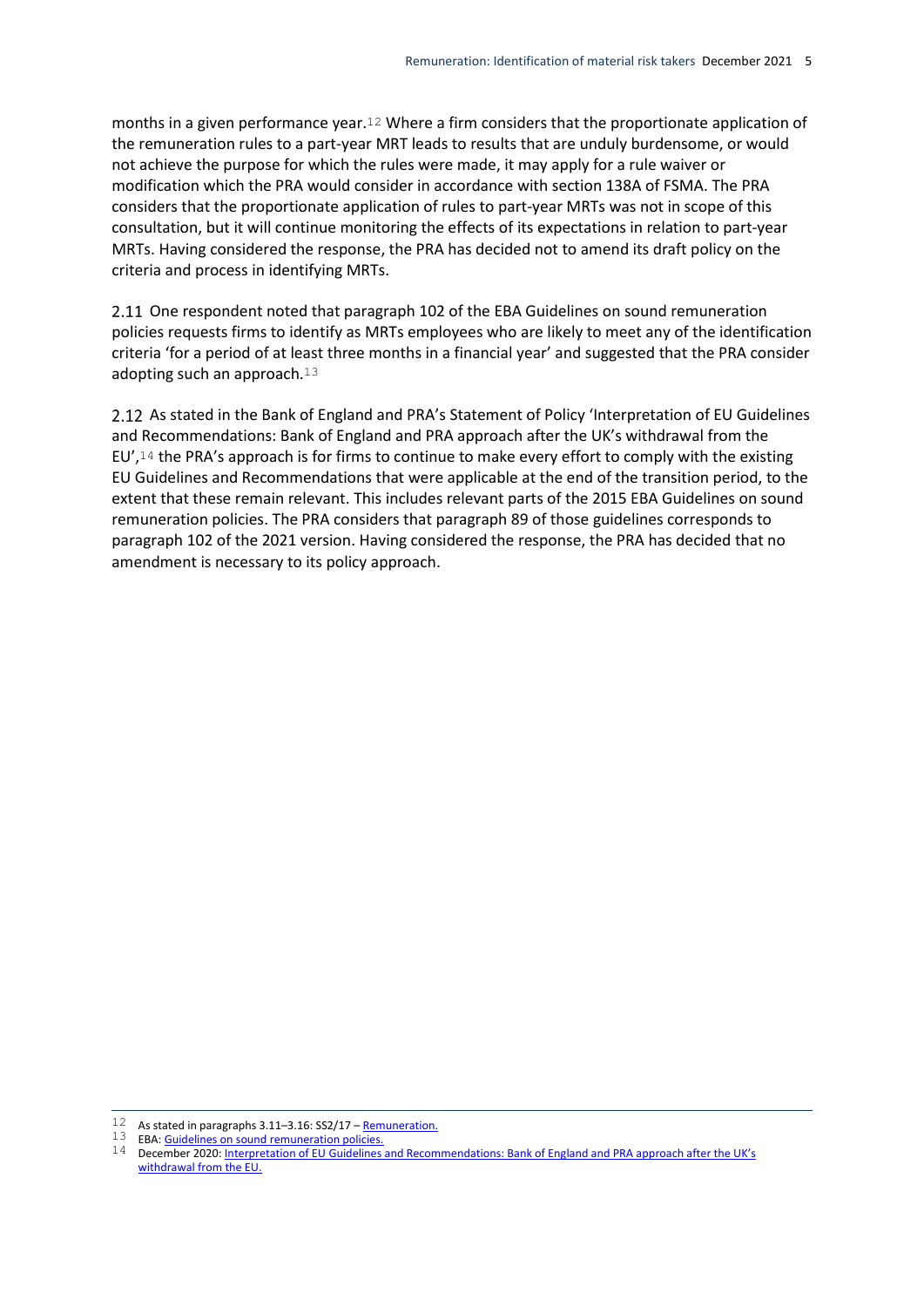months in a given performance year.[12] Where a firm considers that the proportionate application of the remuneration rules to a part-year MRT leads to results that are unduly burdensome, or would not achieve the purpose for which the rules were made, it may apply for a rule waiver or modification which the PRA would consider in accordance with section 138A of FSMA. The PRA considers that the proportionate application of rules to part-year MRTs was not in scope of this consultation, but it will continue monitoring the effects of its expectations in relation to part-year MRTs. Having considered the response, the PRA has decided not to amend its draft policy on the criteria and process in identifying MRTs.

2.11 One respondent noted that paragraph 102 of the EBA Guidelines on sound remuneration policies requests firms to identify as MRTs employees who are likely to meet any of the identification criteria 'for a period of at least three months in a financial year' and suggested that the PRA consider adopting such an approach.[13]

2.12 As stated in the Bank of England and PRA's Statement of Policy 'Interpretation of EU Guidelines and Recommendations: Bank of England and PRA approach after the UK's withdrawal from the EU',[14] the PRA's approach is for firms to continue to make every effort to comply with the existing EU Guidelines and Recommendations that were applicable at the end of the transition period, to the extent that these remain relevant. This includes relevant parts of the 2015 EBA Guidelines on sound remuneration policies. The PRA considers that paragraph 89 of those guidelines corresponds to paragraph 102 of the 2021 version. Having considered the response, the PRA has decided that no amendment is necessary to its policy approach.

---

[12] As stated in paragraphs 3.11–3.16: SS2/17 – Remuneration.

[13] EBA: Guidelines on sound remuneration policies.

[14] December 2020: Interpretation of EU Guidelines and Recommendations: Bank of England and PRA approach after the UK's withdrawal from the EU.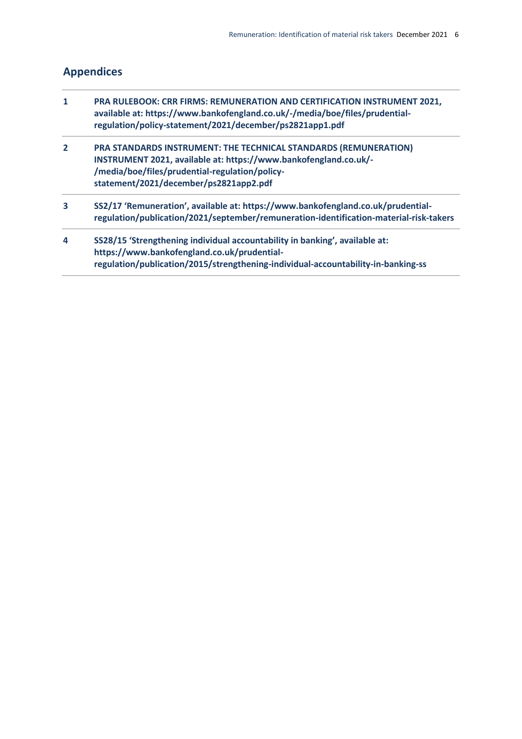## Appendices

1. **PRA RULEBOOK: CRR FIRMS: REMUNERATION AND CERTIFICATION INSTRUMENT 2021, available at: https://www.bankofengland.co.uk/-/media/boe/files/prudential-regulation/policy-statement/2021/december/ps2821app1.pdf**

2. **PRA STANDARDS INSTRUMENT: THE TECHNICAL STANDARDS (REMUNERATION) INSTRUMENT 2021, available at: https://www.bankofengland.co.uk/-/media/boe/files/prudential-regulation/policy-statement/2021/december/ps2821app2.pdf**

3. **SS2/17 'Remuneration', available at: https://www.bankofengland.co.uk/prudential-regulation/publication/2021/september/remuneration-identification-material-risk-takers**

4. **SS28/15 'Strengthening individual accountability in banking', available at: https://www.bankofengland.co.uk/prudential-regulation/publication/2015/strengthening-individual-accountability-in-banking-ss**